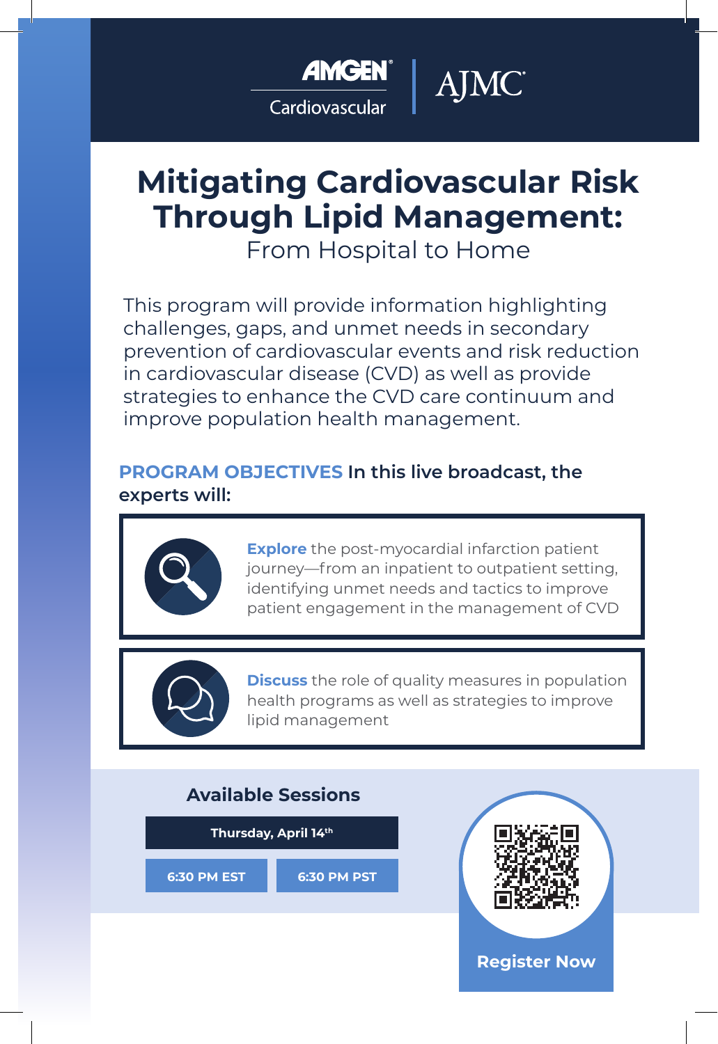AMGEN Cardiovascular | AJMC

# Mitigating Cardiovascular Risk Through Lipid Management:

## From Hospital to Home

This program will provide information highlighting challenges, gaps, and unmet needs in secondary prevention of cardiovascular events and risk reduction in cardiovascular disease (CVD) as well as provide strategies to enhance the CVD care continuum and improve population health management.

**PROGRAM OBJECTIVES In this live broadcast, the experts will:**

- **Explore** the post-myocardial infarction patient journey—from an inpatient to outpatient setting, identifying unmet needs and tactics to improve patient engagement in the management of CVD
- **Discuss** the role of quality measures in population health programs as well as strategies to improve lipid management

### Available Sessions

| Thursday, April 14th | |
| --- | --- |
| 6:30 PM EST | 6:30 PM PST |

**Register Now**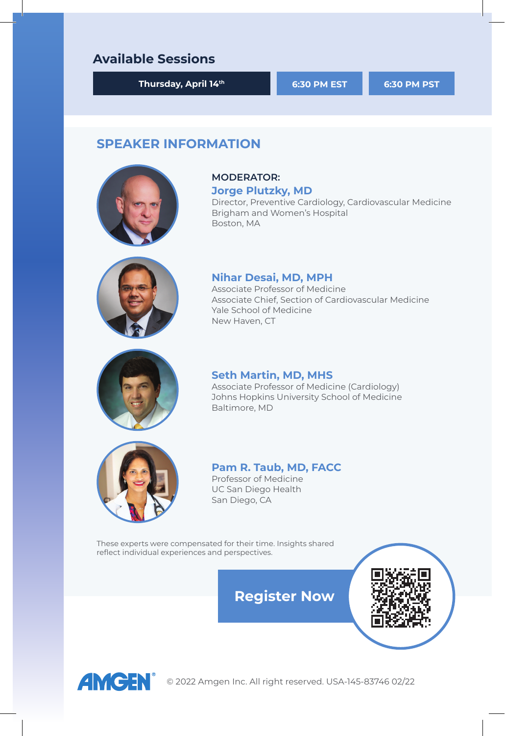## Available Sessions

| Thursday, April 14th | 6:30 PM EST | 6:30 PM PST |
| --- | --- | --- |

## SPEAKER INFORMATION

**MODERATOR:**

**Jorge Plutzky, MD**
Director, Preventive Cardiology, Cardiovascular Medicine
Brigham and Women's Hospital
Boston, MA

**Nihar Desai, MD, MPH**
Associate Professor of Medicine
Associate Chief, Section of Cardiovascular Medicine
Yale School of Medicine
New Haven, CT

**Seth Martin, MD, MHS**
Associate Professor of Medicine (Cardiology)
Johns Hopkins University School of Medicine
Baltimore, MD

**Pam R. Taub, MD, FACC**
Professor of Medicine
UC San Diego Health
San Diego, CA

These experts were compensated for their time. Insights shared reflect individual experiences and perspectives.

**Register Now**

AMGEN® © 2022 Amgen Inc. All right reserved. USA-145-83746 02/22